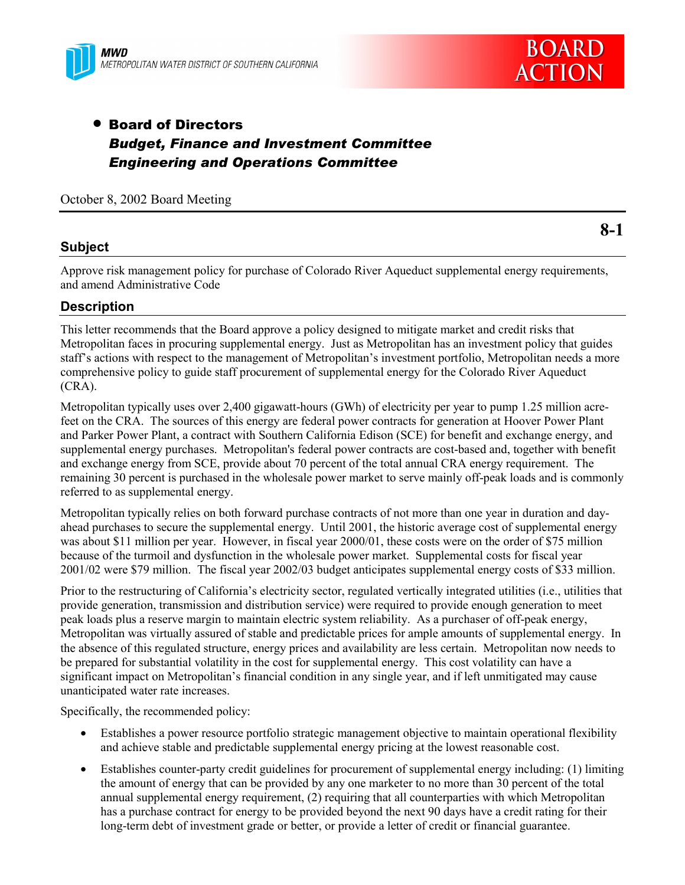MWD
METROPOLITAN WATER DISTRICT OF SOUTHERN CALIFORNIA

**BOARD ACTION**

- **Board of Directors**
  ***Budget, Finance and Investment Committee***
  ***Engineering and Operations Committee***

October 8, 2002 Board Meeting

**8-1**

## Subject

Approve risk management policy for purchase of Colorado River Aqueduct supplemental energy requirements, and amend Administrative Code

## Description

This letter recommends that the Board approve a policy designed to mitigate market and credit risks that Metropolitan faces in procuring supplemental energy. Just as Metropolitan has an investment policy that guides staff's actions with respect to the management of Metropolitan's investment portfolio, Metropolitan needs a more comprehensive policy to guide staff procurement of supplemental energy for the Colorado River Aqueduct (CRA).

Metropolitan typically uses over 2,400 gigawatt-hours (GWh) of electricity per year to pump 1.25 million acre-feet on the CRA. The sources of this energy are federal power contracts for generation at Hoover Power Plant and Parker Power Plant, a contract with Southern California Edison (SCE) for benefit and exchange energy, and supplemental energy purchases. Metropolitan's federal power contracts are cost-based and, together with benefit and exchange energy from SCE, provide about 70 percent of the total annual CRA energy requirement. The remaining 30 percent is purchased in the wholesale power market to serve mainly off-peak loads and is commonly referred to as supplemental energy.

Metropolitan typically relies on both forward purchase contracts of not more than one year in duration and day-ahead purchases to secure the supplemental energy. Until 2001, the historic average cost of supplemental energy was about $11 million per year. However, in fiscal year 2000/01, these costs were on the order of $75 million because of the turmoil and dysfunction in the wholesale power market. Supplemental costs for fiscal year 2001/02 were $79 million. The fiscal year 2002/03 budget anticipates supplemental energy costs of $33 million.

Prior to the restructuring of California's electricity sector, regulated vertically integrated utilities (i.e., utilities that provide generation, transmission and distribution service) were required to provide enough generation to meet peak loads plus a reserve margin to maintain electric system reliability. As a purchaser of off-peak energy, Metropolitan was virtually assured of stable and predictable prices for ample amounts of supplemental energy. In the absence of this regulated structure, energy prices and availability are less certain. Metropolitan now needs to be prepared for substantial volatility in the cost for supplemental energy. This cost volatility can have a significant impact on Metropolitan's financial condition in any single year, and if left unmitigated may cause unanticipated water rate increases.

Specifically, the recommended policy:

- Establishes a power resource portfolio strategic management objective to maintain operational flexibility and achieve stable and predictable supplemental energy pricing at the lowest reasonable cost.
- Establishes counter-party credit guidelines for procurement of supplemental energy including: (1) limiting the amount of energy that can be provided by any one marketer to no more than 30 percent of the total annual supplemental energy requirement, (2) requiring that all counterparties with which Metropolitan has a purchase contract for energy to be provided beyond the next 90 days have a credit rating for their long-term debt of investment grade or better, or provide a letter of credit or financial guarantee.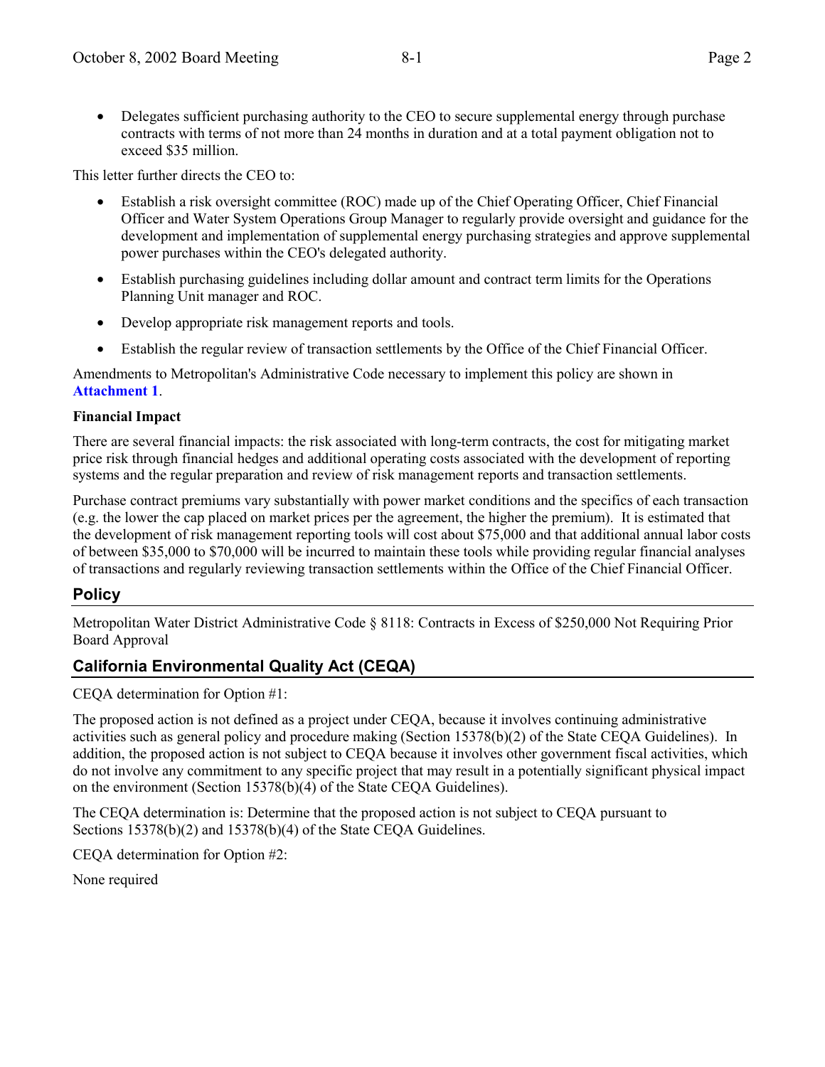- Delegates sufficient purchasing authority to the CEO to secure supplemental energy through purchase contracts with terms of not more than 24 months in duration and at a total payment obligation not to exceed $35 million.

This letter further directs the CEO to:

- Establish a risk oversight committee (ROC) made up of the Chief Operating Officer, Chief Financial Officer and Water System Operations Group Manager to regularly provide oversight and guidance for the development and implementation of supplemental energy purchasing strategies and approve supplemental power purchases within the CEO's delegated authority.
- Establish purchasing guidelines including dollar amount and contract term limits for the Operations Planning Unit manager and ROC.
- Develop appropriate risk management reports and tools.
- Establish the regular review of transaction settlements by the Office of the Chief Financial Officer.

Amendments to Metropolitan's Administrative Code necessary to implement this policy are shown in **Attachment 1**.

**Financial Impact**

There are several financial impacts: the risk associated with long-term contracts, the cost for mitigating market price risk through financial hedges and additional operating costs associated with the development of reporting systems and the regular preparation and review of risk management reports and transaction settlements.

Purchase contract premiums vary substantially with power market conditions and the specifics of each transaction (e.g. the lower the cap placed on market prices per the agreement, the higher the premium). It is estimated that the development of risk management reporting tools will cost about $75,000 and that additional annual labor costs of between $35,000 to $70,000 will be incurred to maintain these tools while providing regular financial analyses of transactions and regularly reviewing transaction settlements within the Office of the Chief Financial Officer.

## Policy

Metropolitan Water District Administrative Code § 8118: Contracts in Excess of $250,000 Not Requiring Prior Board Approval

## California Environmental Quality Act (CEQA)

CEQA determination for Option #1:

The proposed action is not defined as a project under CEQA, because it involves continuing administrative activities such as general policy and procedure making (Section 15378(b)(2) of the State CEQA Guidelines). In addition, the proposed action is not subject to CEQA because it involves other government fiscal activities, which do not involve any commitment to any specific project that may result in a potentially significant physical impact on the environment (Section 15378(b)(4) of the State CEQA Guidelines).

The CEQA determination is: Determine that the proposed action is not subject to CEQA pursuant to Sections 15378(b)(2) and 15378(b)(4) of the State CEQA Guidelines.

CEQA determination for Option #2:

None required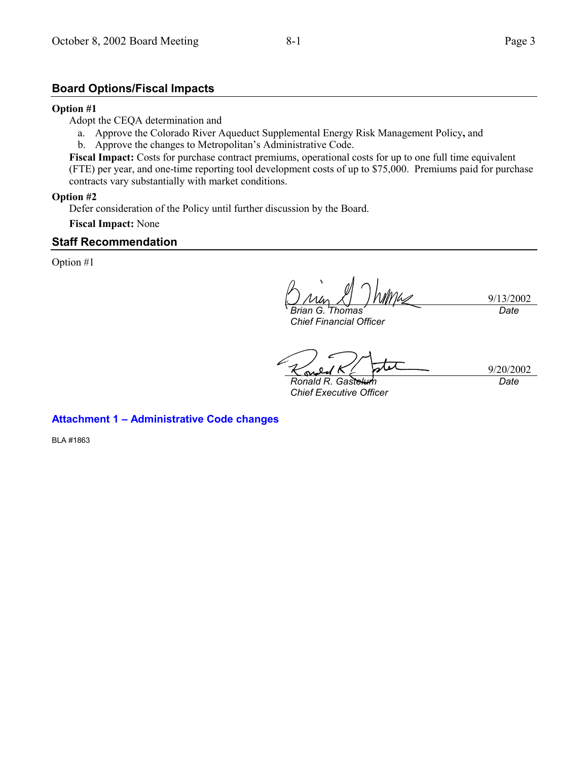## Board Options/Fiscal Impacts

**Option #1**

Adopt the CEQA determination and

a. Approve the Colorado River Aqueduct Supplemental Energy Risk Management Policy**,** and
b. Approve the changes to Metropolitan's Administrative Code.

**Fiscal Impact:** Costs for purchase contract premiums, operational costs for up to one full time equivalent (FTE) per year, and one-time reporting tool development costs of up to $75,000. Premiums paid for purchase contracts vary substantially with market conditions.

**Option #2**

Defer consideration of the Policy until further discussion by the Board.

**Fiscal Impact:** None

## Staff Recommendation

Option #1

| | |
|---|---|
| *Brian G. Thomas*<br>*Chief Financial Officer* | 9/13/2002<br>*Date* |
| *Ronald R. Gastelum*<br>*Chief Executive Officer* | 9/20/2002<br>*Date* |

**Attachment 1 – Administrative Code changes**

BLA #1863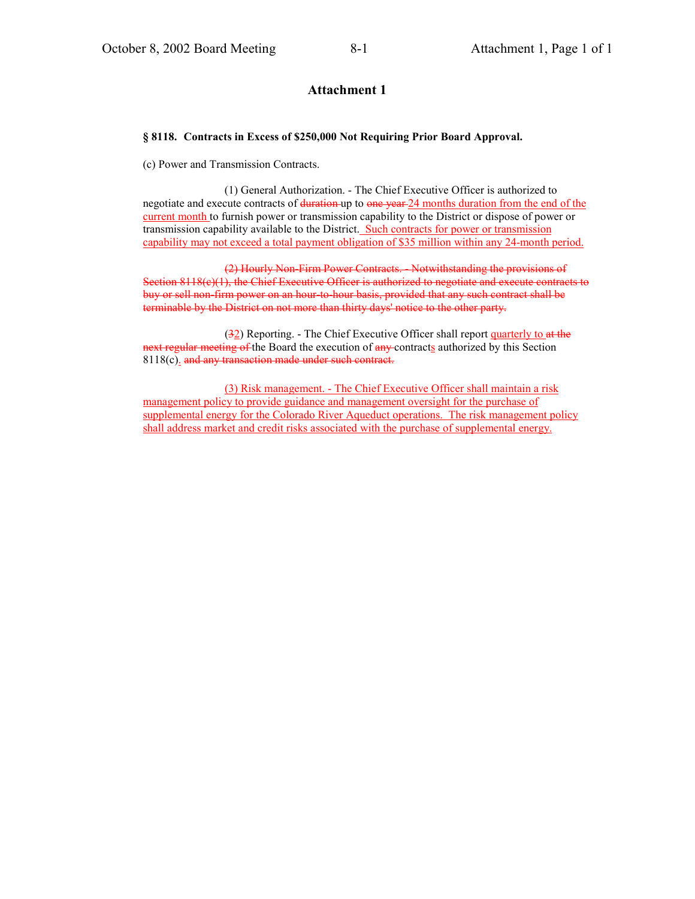# Attachment 1

**§ 8118. Contracts in Excess of $250,000 Not Requiring Prior Board Approval.**

(c) Power and Transmission Contracts.

(1) General Authorization. - The Chief Executive Officer is authorized to negotiate and execute contracts of ~~duration~~ up to ~~one year~~ <u>24 months duration from the end of the current month</u> to furnish power or transmission capability to the District or dispose of power or transmission capability available to the District. <u>Such contracts for power or transmission capability may not exceed a total payment obligation of $35 million within any 24-month period.</u>

~~(2) Hourly Non-Firm Power Contracts. - Notwithstanding the provisions of Section 8118(c)(1), the Chief Executive Officer is authorized to negotiate and execute contracts to buy or sell non-firm power on an hour-to-hour basis, provided that any such contract shall be terminable by the District on not more than thirty days' notice to the other party.~~

(~~3~~<u>2</u>) Reporting. - The Chief Executive Officer shall report <u>quarterly to</u> ~~at the next regular meeting of~~ the Board the execution of ~~any~~ contract<u>s</u> authorized by this Section 8118(c)<u>.</u> ~~and any transaction made under such contract.~~

<u>(3) Risk management. - The Chief Executive Officer shall maintain a risk management policy to provide guidance and management oversight for the purchase of supplemental energy for the Colorado River Aqueduct operations. The risk management policy shall address market and credit risks associated with the purchase of supplemental energy.</u>